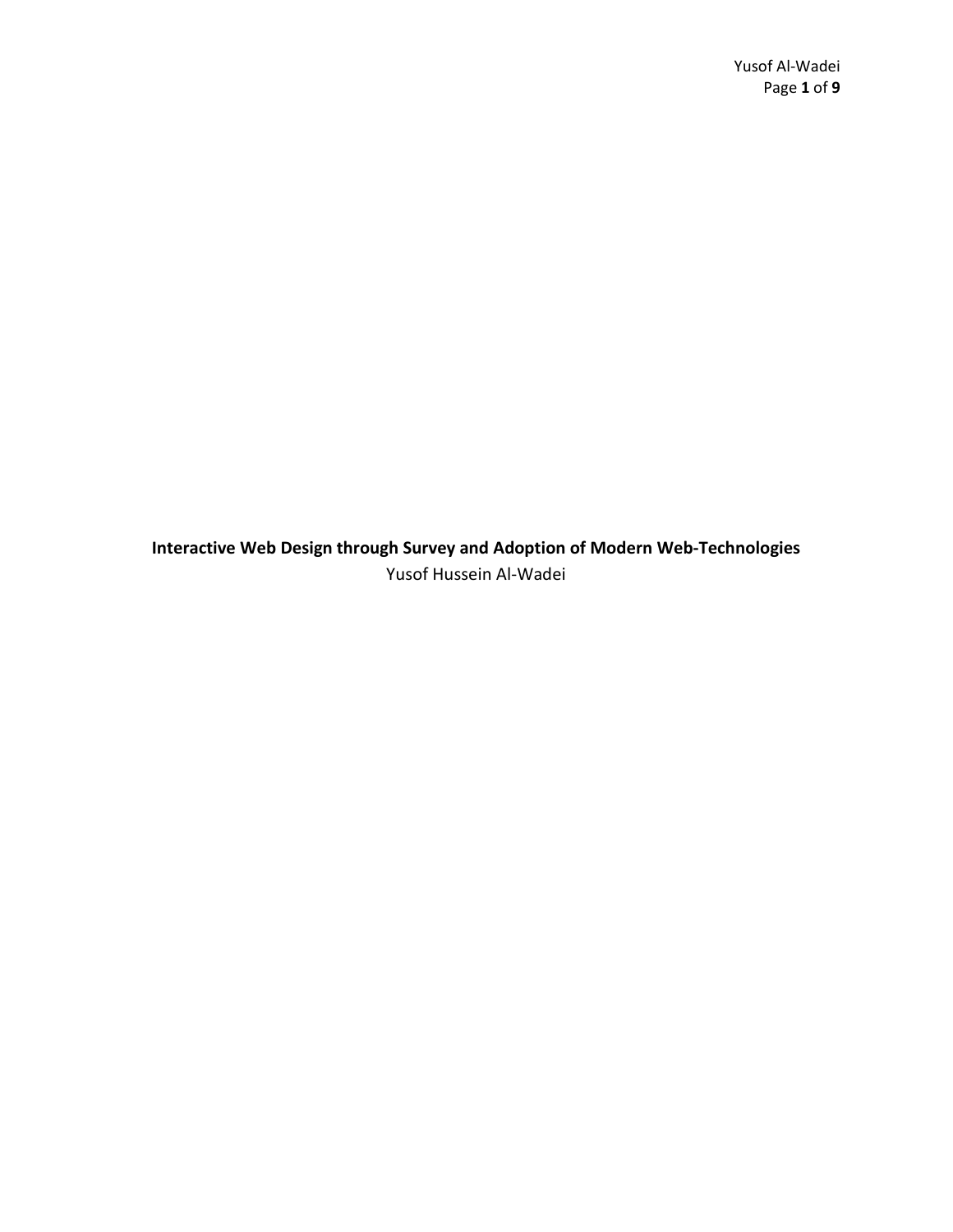# Interactive Web Design through Survey and Adoption of Modern Web-Technologies

Yusof Hussein Al-Wadei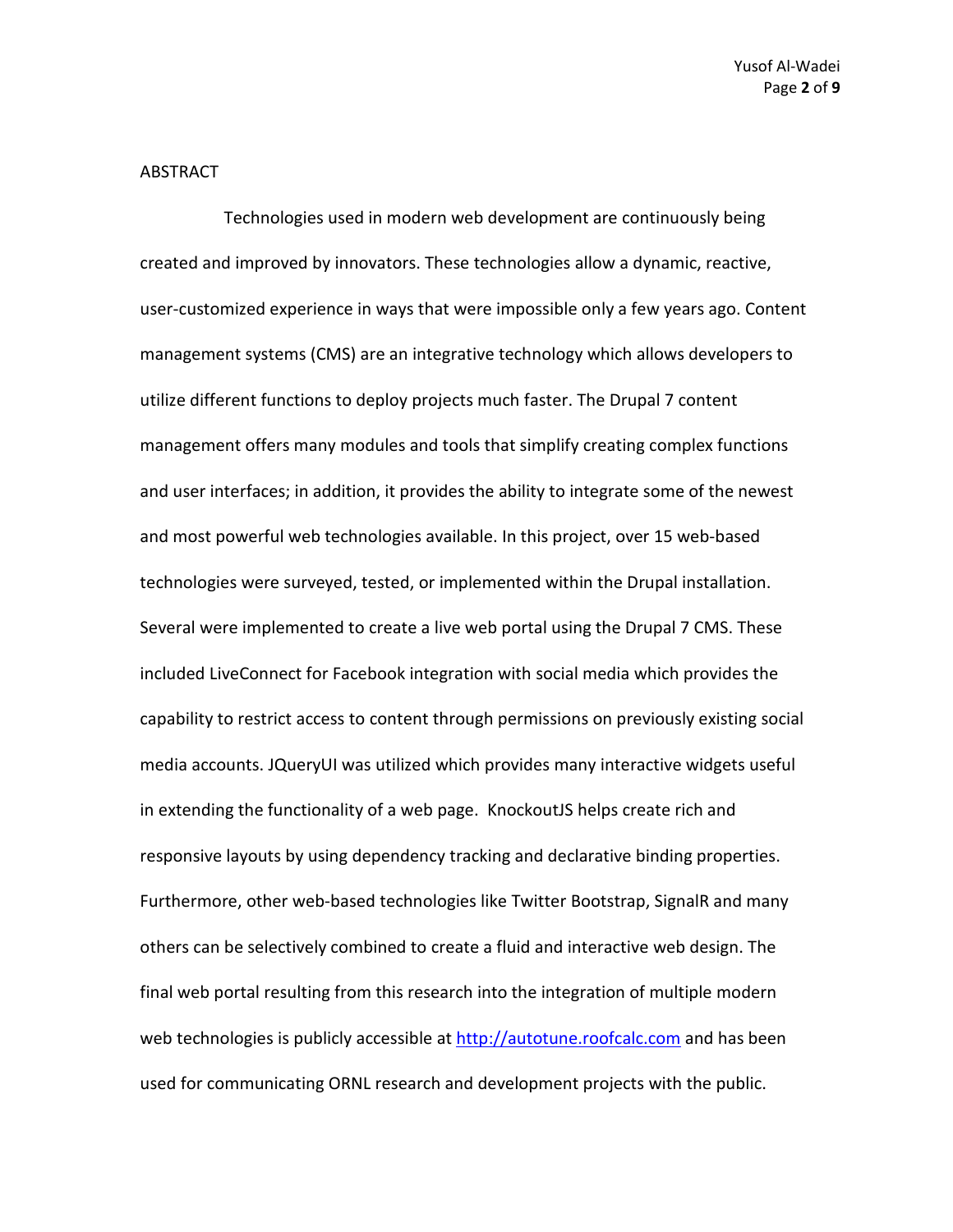## ABSTRACT

Technologies used in modern web development are continuously being created and improved by innovators. These technologies allow a dynamic, reactive, user-customized experience in ways that were impossible only a few years ago. Content management systems (CMS) are an integrative technology which allows developers to utilize different functions to deploy projects much faster. The Drupal 7 content management offers many modules and tools that simplify creating complex functions and user interfaces; in addition, it provides the ability to integrate some of the newest and most powerful web technologies available. In this project, over 15 web-based technologies were surveyed, tested, or implemented within the Drupal installation. Several were implemented to create a live web portal using the Drupal 7 CMS. These included LiveConnect for Facebook integration with social media which provides the capability to restrict access to content through permissions on previously existing social media accounts. JQueryUI was utilized which provides many interactive widgets useful in extending the functionality of a web page. KnockoutJS helps create rich and responsive layouts by using dependency tracking and declarative binding properties. Furthermore, other web-based technologies like Twitter Bootstrap, SignalR and many others can be selectively combined to create a fluid and interactive web design. The final web portal resulting from this research into the integration of multiple modern web technologies is publicly accessible at [http://autotune.roofcalc.com](http://autotune.roofcalc.com) and has been used for communicating ORNL research and development projects with the public.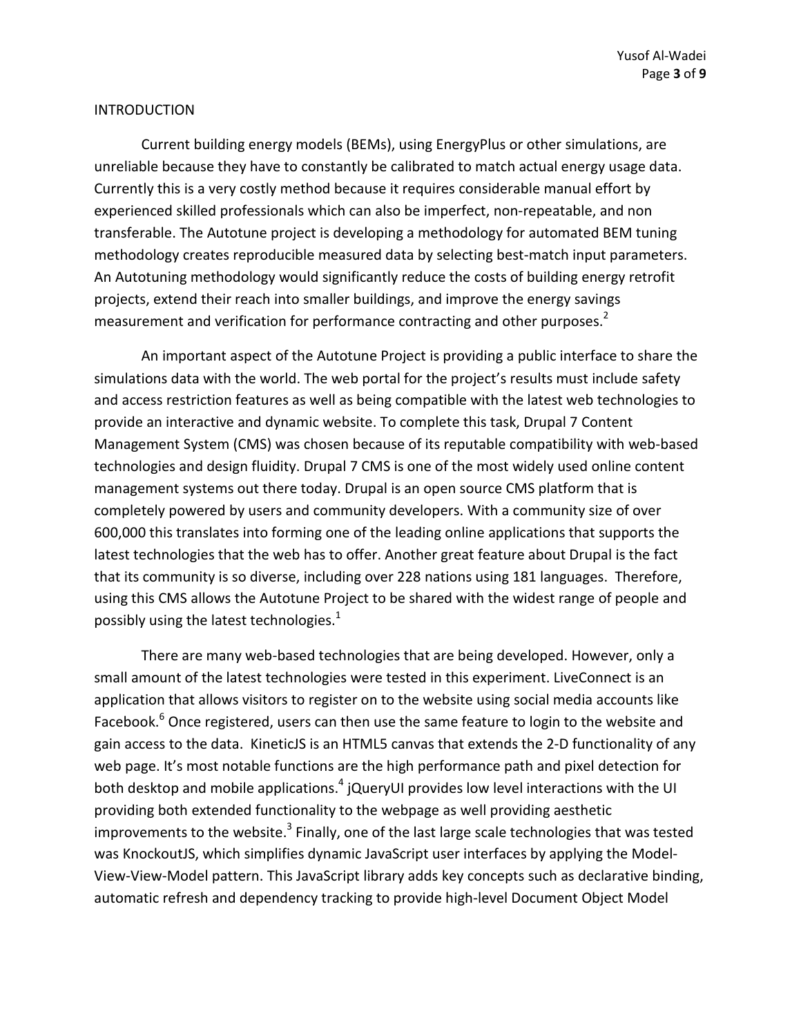## INTRODUCTION

Current building energy models (BEMs), using EnergyPlus or other simulations, are unreliable because they have to constantly be calibrated to match actual energy usage data. Currently this is a very costly method because it requires considerable manual effort by experienced skilled professionals which can also be imperfect, non-repeatable, and non transferable. The Autotune project is developing a methodology for automated BEM tuning methodology creates reproducible measured data by selecting best-match input parameters. An Autotuning methodology would significantly reduce the costs of building energy retrofit projects, extend their reach into smaller buildings, and improve the energy savings measurement and verification for performance contracting and other purposes.[2]

An important aspect of the Autotune Project is providing a public interface to share the simulations data with the world. The web portal for the project's results must include safety and access restriction features as well as being compatible with the latest web technologies to provide an interactive and dynamic website. To complete this task, Drupal 7 Content Management System (CMS) was chosen because of its reputable compatibility with web-based technologies and design fluidity. Drupal 7 CMS is one of the most widely used online content management systems out there today. Drupal is an open source CMS platform that is completely powered by users and community developers. With a community size of over 600,000 this translates into forming one of the leading online applications that supports the latest technologies that the web has to offer. Another great feature about Drupal is the fact that its community is so diverse, including over 228 nations using 181 languages. Therefore, using this CMS allows the Autotune Project to be shared with the widest range of people and possibly using the latest technologies.[1]

There are many web-based technologies that are being developed. However, only a small amount of the latest technologies were tested in this experiment. LiveConnect is an application that allows visitors to register on to the website using social media accounts like Facebook.[6] Once registered, users can then use the same feature to login to the website and gain access to the data. KineticJS is an HTML5 canvas that extends the 2-D functionality of any web page. It's most notable functions are the high performance path and pixel detection for both desktop and mobile applications.[4] jQueryUI provides low level interactions with the UI providing both extended functionality to the webpage as well providing aesthetic improvements to the website.[3] Finally, one of the last large scale technologies that was tested was KnockoutJS, which simplifies dynamic JavaScript user interfaces by applying the Model-View-View-Model pattern. This JavaScript library adds key concepts such as declarative binding, automatic refresh and dependency tracking to provide high-level Document Object Model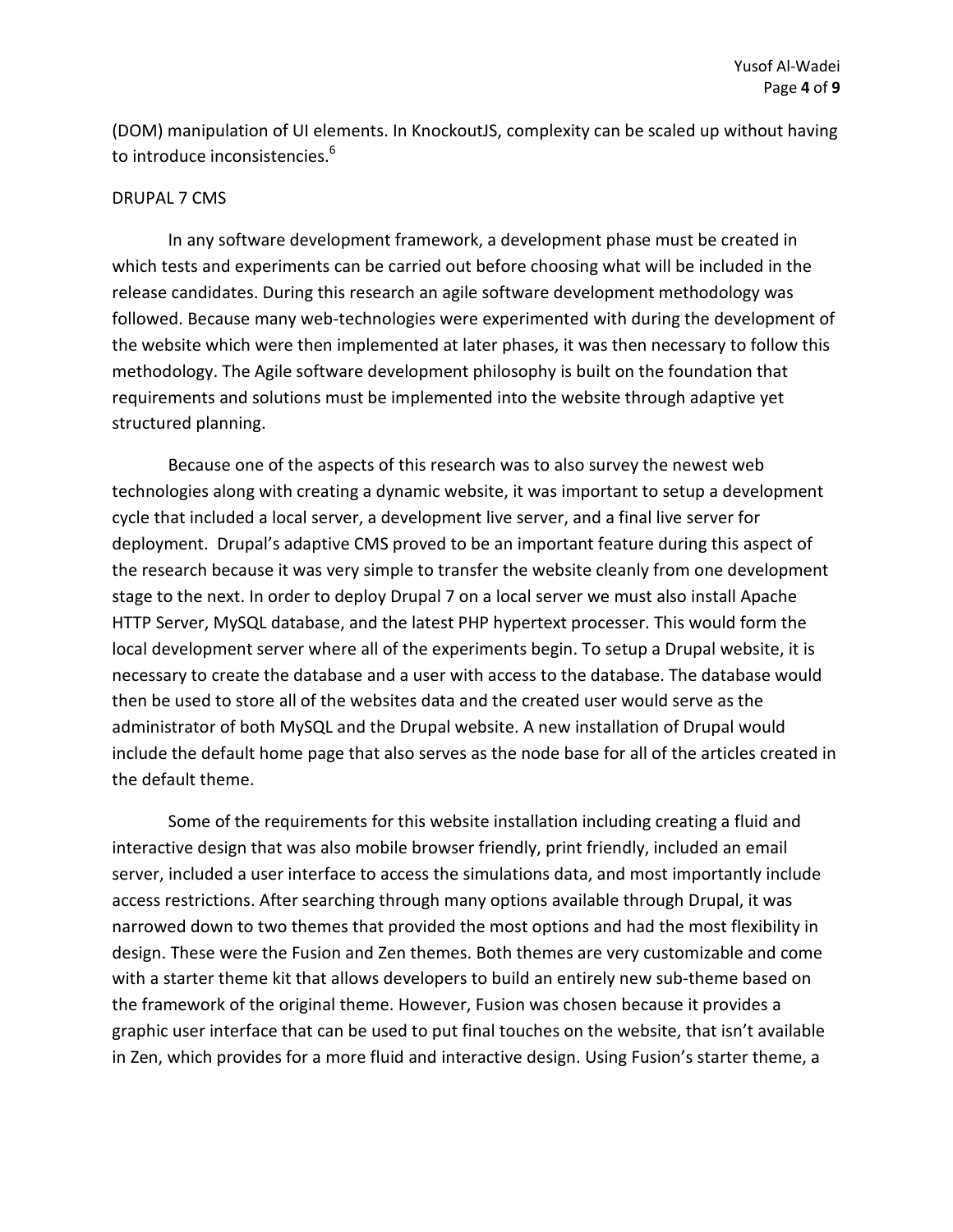(DOM) manipulation of UI elements. In KnockoutJS, complexity can be scaled up without having to introduce inconsistencies.[6]

## DRUPAL 7 CMS

In any software development framework, a development phase must be created in which tests and experiments can be carried out before choosing what will be included in the release candidates. During this research an agile software development methodology was followed. Because many web-technologies were experimented with during the development of the website which were then implemented at later phases, it was then necessary to follow this methodology. The Agile software development philosophy is built on the foundation that requirements and solutions must be implemented into the website through adaptive yet structured planning.

Because one of the aspects of this research was to also survey the newest web technologies along with creating a dynamic website, it was important to setup a development cycle that included a local server, a development live server, and a final live server for deployment. Drupal's adaptive CMS proved to be an important feature during this aspect of the research because it was very simple to transfer the website cleanly from one development stage to the next. In order to deploy Drupal 7 on a local server we must also install Apache HTTP Server, MySQL database, and the latest PHP hypertext processer. This would form the local development server where all of the experiments begin. To setup a Drupal website, it is necessary to create the database and a user with access to the database. The database would then be used to store all of the websites data and the created user would serve as the administrator of both MySQL and the Drupal website. A new installation of Drupal would include the default home page that also serves as the node base for all of the articles created in the default theme.

Some of the requirements for this website installation including creating a fluid and interactive design that was also mobile browser friendly, print friendly, included an email server, included a user interface to access the simulations data, and most importantly include access restrictions. After searching through many options available through Drupal, it was narrowed down to two themes that provided the most options and had the most flexibility in design. These were the Fusion and Zen themes. Both themes are very customizable and come with a starter theme kit that allows developers to build an entirely new sub-theme based on the framework of the original theme. However, Fusion was chosen because it provides a graphic user interface that can be used to put final touches on the website, that isn't available in Zen, which provides for a more fluid and interactive design. Using Fusion's starter theme, a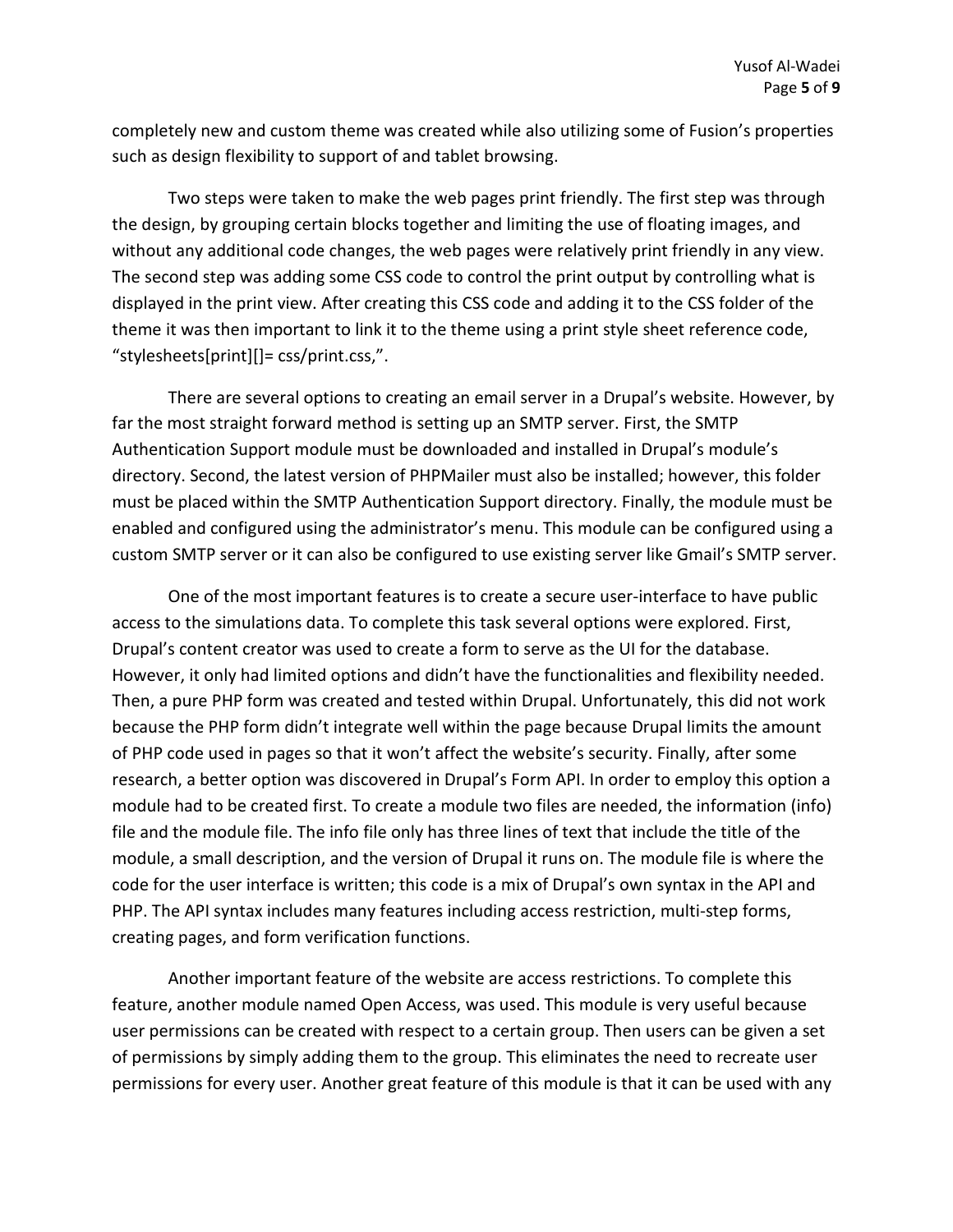completely new and custom theme was created while also utilizing some of Fusion's properties such as design flexibility to support of and tablet browsing.

Two steps were taken to make the web pages print friendly. The first step was through the design, by grouping certain blocks together and limiting the use of floating images, and without any additional code changes, the web pages were relatively print friendly in any view. The second step was adding some CSS code to control the print output by controlling what is displayed in the print view. After creating this CSS code and adding it to the CSS folder of the theme it was then important to link it to the theme using a print style sheet reference code, "stylesheets[print][]= css/print.css,".

There are several options to creating an email server in a Drupal's website. However, by far the most straight forward method is setting up an SMTP server. First, the SMTP Authentication Support module must be downloaded and installed in Drupal's module's directory. Second, the latest version of PHPMailer must also be installed; however, this folder must be placed within the SMTP Authentication Support directory. Finally, the module must be enabled and configured using the administrator's menu. This module can be configured using a custom SMTP server or it can also be configured to use existing server like Gmail's SMTP server.

One of the most important features is to create a secure user-interface to have public access to the simulations data. To complete this task several options were explored. First, Drupal's content creator was used to create a form to serve as the UI for the database. However, it only had limited options and didn't have the functionalities and flexibility needed. Then, a pure PHP form was created and tested within Drupal. Unfortunately, this did not work because the PHP form didn't integrate well within the page because Drupal limits the amount of PHP code used in pages so that it won't affect the website's security. Finally, after some research, a better option was discovered in Drupal's Form API. In order to employ this option a module had to be created first. To create a module two files are needed, the information (info) file and the module file. The info file only has three lines of text that include the title of the module, a small description, and the version of Drupal it runs on. The module file is where the code for the user interface is written; this code is a mix of Drupal's own syntax in the API and PHP. The API syntax includes many features including access restriction, multi-step forms, creating pages, and form verification functions.

Another important feature of the website are access restrictions. To complete this feature, another module named Open Access, was used. This module is very useful because user permissions can be created with respect to a certain group. Then users can be given a set of permissions by simply adding them to the group. This eliminates the need to recreate user permissions for every user. Another great feature of this module is that it can be used with any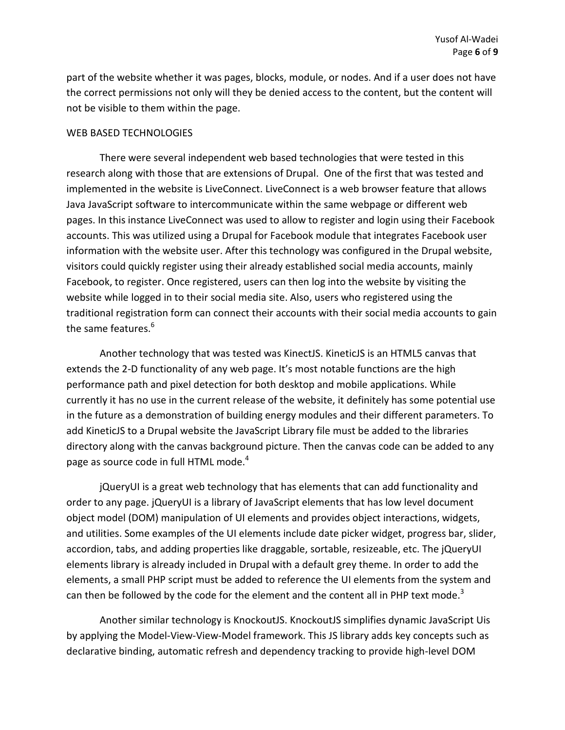part of the website whether it was pages, blocks, module, or nodes. And if a user does not have the correct permissions not only will they be denied access to the content, but the content will not be visible to them within the page.

## WEB BASED TECHNOLOGIES

There were several independent web based technologies that were tested in this research along with those that are extensions of Drupal. One of the first that was tested and implemented in the website is LiveConnect. LiveConnect is a web browser feature that allows Java JavaScript software to intercommunicate within the same webpage or different web pages. In this instance LiveConnect was used to allow to register and login using their Facebook accounts. This was utilized using a Drupal for Facebook module that integrates Facebook user information with the website user. After this technology was configured in the Drupal website, visitors could quickly register using their already established social media accounts, mainly Facebook, to register. Once registered, users can then log into the website by visiting the website while logged in to their social media site. Also, users who registered using the traditional registration form can connect their accounts with their social media accounts to gain the same features.[6]

Another technology that was tested was KinectJS. KineticJS is an HTML5 canvas that extends the 2-D functionality of any web page. It's most notable functions are the high performance path and pixel detection for both desktop and mobile applications. While currently it has no use in the current release of the website, it definitely has some potential use in the future as a demonstration of building energy modules and their different parameters. To add KineticJS to a Drupal website the JavaScript Library file must be added to the libraries directory along with the canvas background picture. Then the canvas code can be added to any page as source code in full HTML mode.[4]

jQueryUI is a great web technology that has elements that can add functionality and order to any page. jQueryUI is a library of JavaScript elements that has low level document object model (DOM) manipulation of UI elements and provides object interactions, widgets, and utilities. Some examples of the UI elements include date picker widget, progress bar, slider, accordion, tabs, and adding properties like draggable, sortable, resizeable, etc. The jQueryUI elements library is already included in Drupal with a default grey theme. In order to add the elements, a small PHP script must be added to reference the UI elements from the system and can then be followed by the code for the element and the content all in PHP text mode.[3]

Another similar technology is KnockoutJS. KnockoutJS simplifies dynamic JavaScript Uis by applying the Model-View-View-Model framework. This JS library adds key concepts such as declarative binding, automatic refresh and dependency tracking to provide high-level DOM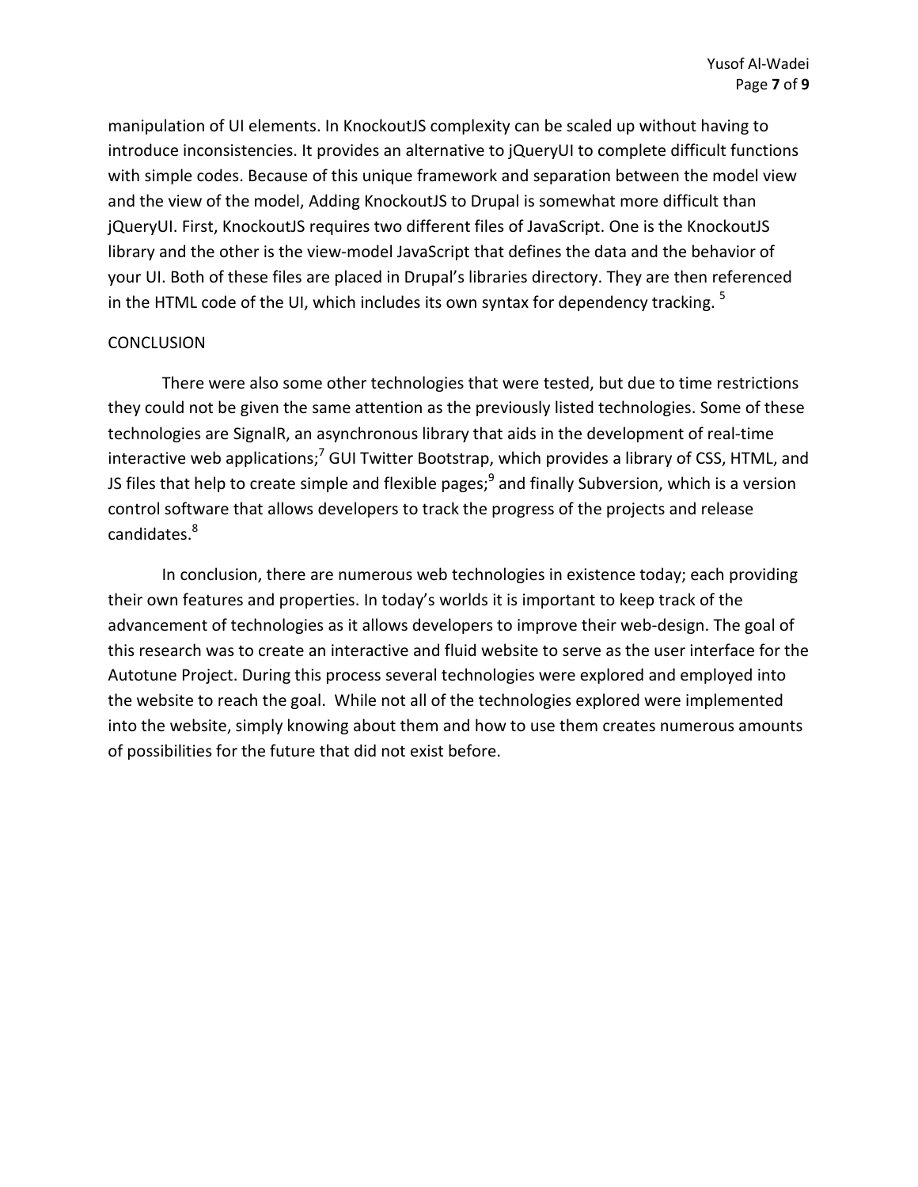manipulation of UI elements. In KnockoutJS complexity can be scaled up without having to introduce inconsistencies. It provides an alternative to jQueryUI to complete difficult functions with simple codes. Because of this unique framework and separation between the model view and the view of the model, Adding KnockoutJS to Drupal is somewhat more difficult than jQueryUI. First, KnockoutJS requires two different files of JavaScript. One is the KnockoutJS library and the other is the view-model JavaScript that defines the data and the behavior of your UI. Both of these files are placed in Drupal's libraries directory. They are then referenced in the HTML code of the UI, which includes its own syntax for dependency tracking. [5]

## CONCLUSION

There were also some other technologies that were tested, but due to time restrictions they could not be given the same attention as the previously listed technologies. Some of these technologies are SignalR, an asynchronous library that aids in the development of real-time interactive web applications;[7] GUI Twitter Bootstrap, which provides a library of CSS, HTML, and JS files that help to create simple and flexible pages;[9] and finally Subversion, which is a version control software that allows developers to track the progress of the projects and release candidates.[8]

In conclusion, there are numerous web technologies in existence today; each providing their own features and properties. In today's worlds it is important to keep track of the advancement of technologies as it allows developers to improve their web-design. The goal of this research was to create an interactive and fluid website to serve as the user interface for the Autotune Project. During this process several technologies were explored and employed into the website to reach the goal. While not all of the technologies explored were implemented into the website, simply knowing about them and how to use them creates numerous amounts of possibilities for the future that did not exist before.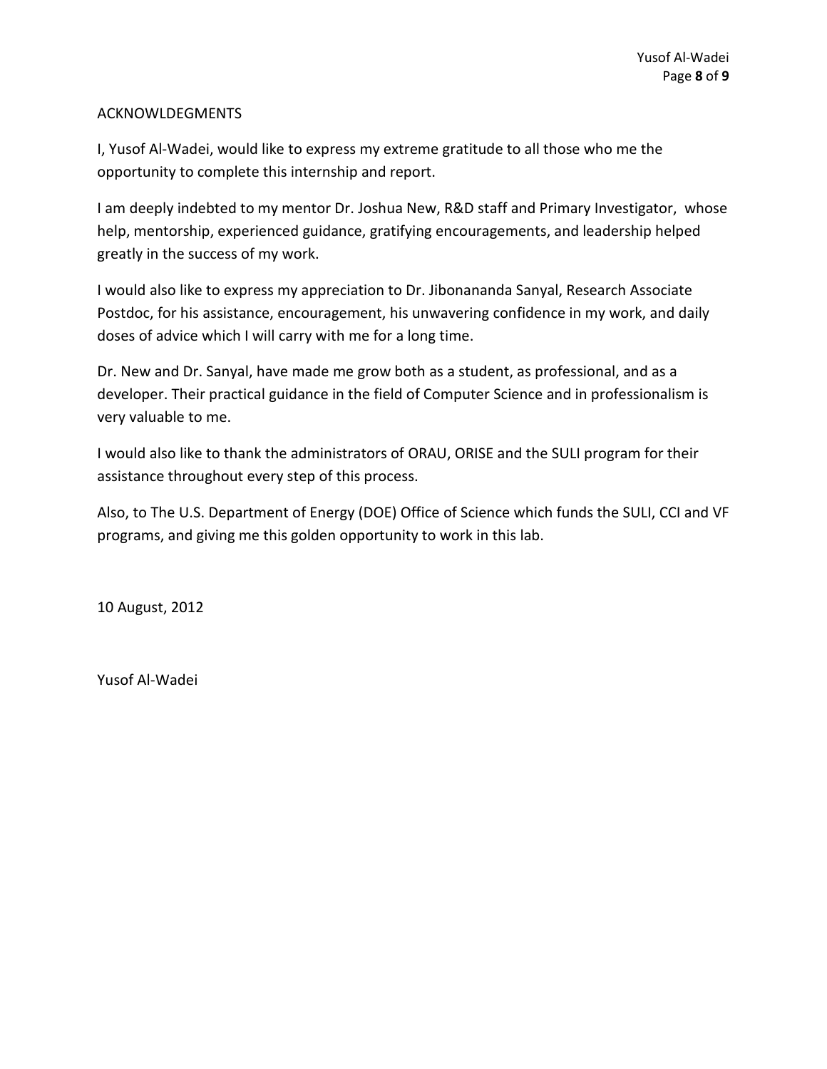## ACKNOWLDEGMENTS

I, Yusof Al-Wadei, would like to express my extreme gratitude to all those who me the opportunity to complete this internship and report.

I am deeply indebted to my mentor Dr. Joshua New, R&D staff and Primary Investigator, whose help, mentorship, experienced guidance, gratifying encouragements, and leadership helped greatly in the success of my work.

I would also like to express my appreciation to Dr. Jibonananda Sanyal, Research Associate Postdoc, for his assistance, encouragement, his unwavering confidence in my work, and daily doses of advice which I will carry with me for a long time.

Dr. New and Dr. Sanyal, have made me grow both as a student, as professional, and as a developer. Their practical guidance in the field of Computer Science and in professionalism is very valuable to me.

I would also like to thank the administrators of ORAU, ORISE and the SULI program for their assistance throughout every step of this process.

Also, to The U.S. Department of Energy (DOE) Office of Science which funds the SULI, CCI and VF programs, and giving me this golden opportunity to work in this lab.

10 August, 2012

Yusof Al-Wadei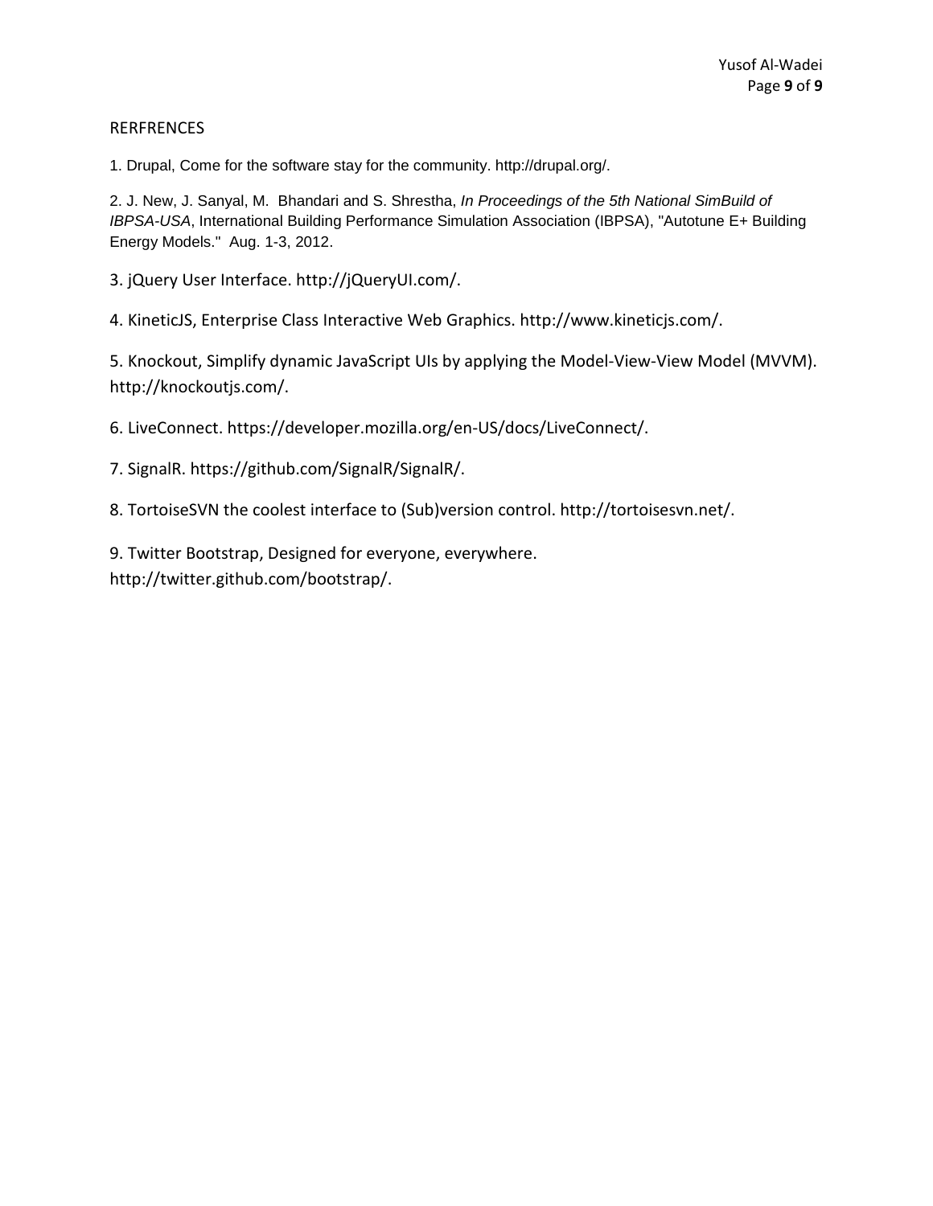## RERFRENCES

1. Drupal, Come for the software stay for the community. http://drupal.org/.

2. J. New, J. Sanyal, M. Bhandari and S. Shrestha, *In Proceedings of the 5th National SimBuild of IBPSA-USA*, International Building Performance Simulation Association (IBPSA), "Autotune E+ Building Energy Models." Aug. 1-3, 2012.

3. jQuery User Interface. http://jQueryUI.com/.

4. KineticJS, Enterprise Class Interactive Web Graphics. http://www.kineticjs.com/.

5. Knockout, Simplify dynamic JavaScript UIs by applying the Model-View-View Model (MVVM). http://knockoutjs.com/.

6. LiveConnect. https://developer.mozilla.org/en-US/docs/LiveConnect/.

7. SignalR. https://github.com/SignalR/SignalR/.

8. TortoiseSVN the coolest interface to (Sub)version control. http://tortoisesvn.net/.

9. Twitter Bootstrap, Designed for everyone, everywhere. http://twitter.github.com/bootstrap/.